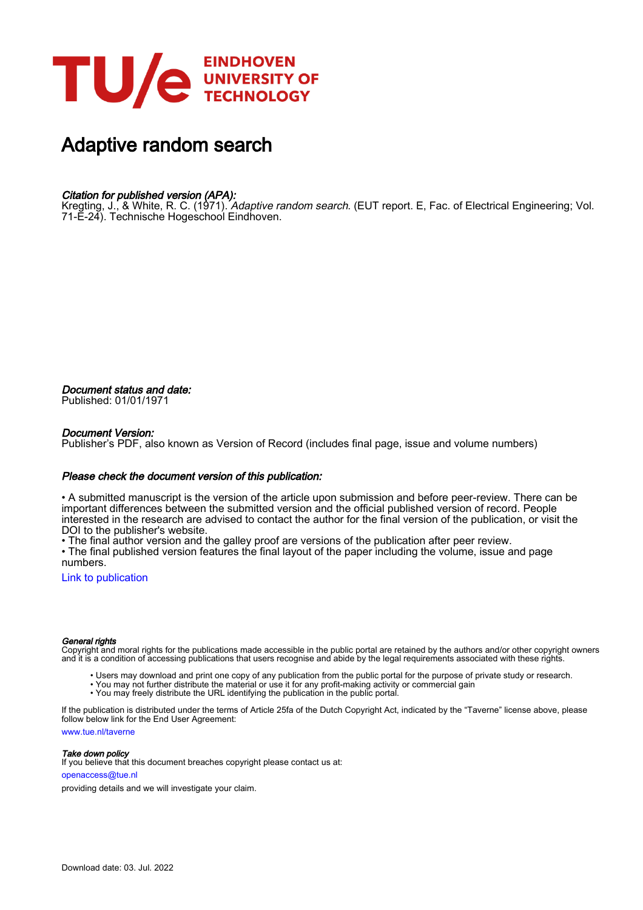# Adaptive random search

*Citation for published version (APA):*
Kregting, J., & White, R. C. (1971). *Adaptive random search*. (EUT report. E, Fac. of Electrical Engineering; Vol. 71-E-24). Technische Hogeschool Eindhoven.

*Document status and date:*
Published: 01/01/1971

*Document Version:*
Publisher's PDF, also known as Version of Record (includes final page, issue and volume numbers)

*Please check the document version of this publication:*

• A submitted manuscript is the version of the article upon submission and before peer-review. There can be important differences between the submitted version and the official published version of record. People interested in the research are advised to contact the author for the final version of the publication, or visit the DOI to the publisher's website.
• The final author version and the galley proof are versions of the publication after peer review.
• The final published version features the final layout of the paper including the volume, issue and page numbers.

Link to publication

*General rights*
Copyright and moral rights for the publications made accessible in the public portal are retained by the authors and/or other copyright owners and it is a condition of accessing publications that users recognise and abide by the legal requirements associated with these rights.

• Users may download and print one copy of any publication from the public portal for the purpose of private study or research.
• You may not further distribute the material or use it for any profit-making activity or commercial gain
• You may freely distribute the URL identifying the publication in the public portal.

If the publication is distributed under the terms of Article 25fa of the Dutch Copyright Act, indicated by the "Taverne" license above, please follow below link for the End User Agreement:

www.tue.nl/taverne

*Take down policy*
If you believe that this document breaches copyright please contact us at:

openaccess@tue.nl

providing details and we will investigate your claim.

Download date: 03. Jul. 2022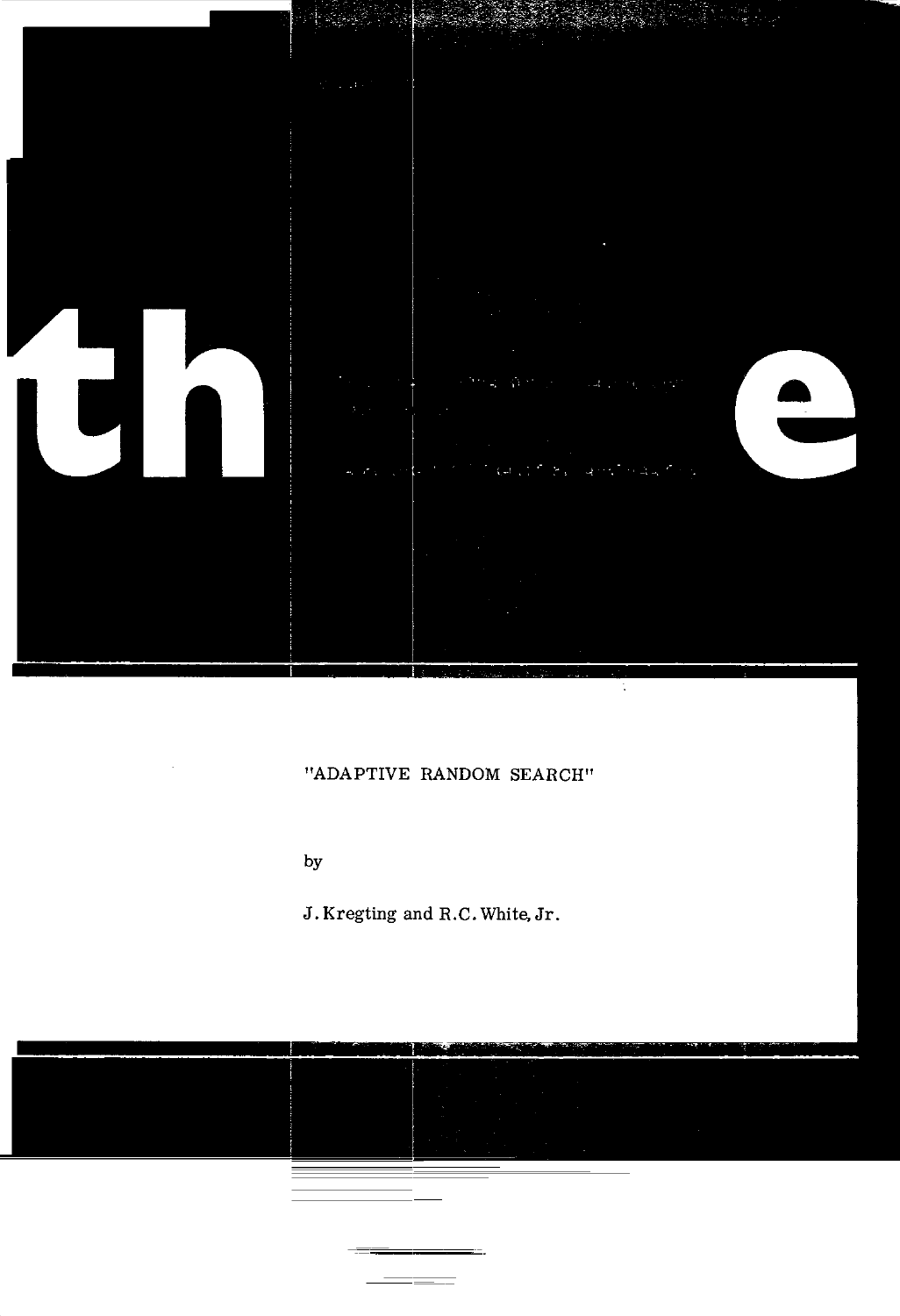"ADAPTIVE RANDOM SEARCH"

by

J. Kregting and R.C. White, Jr.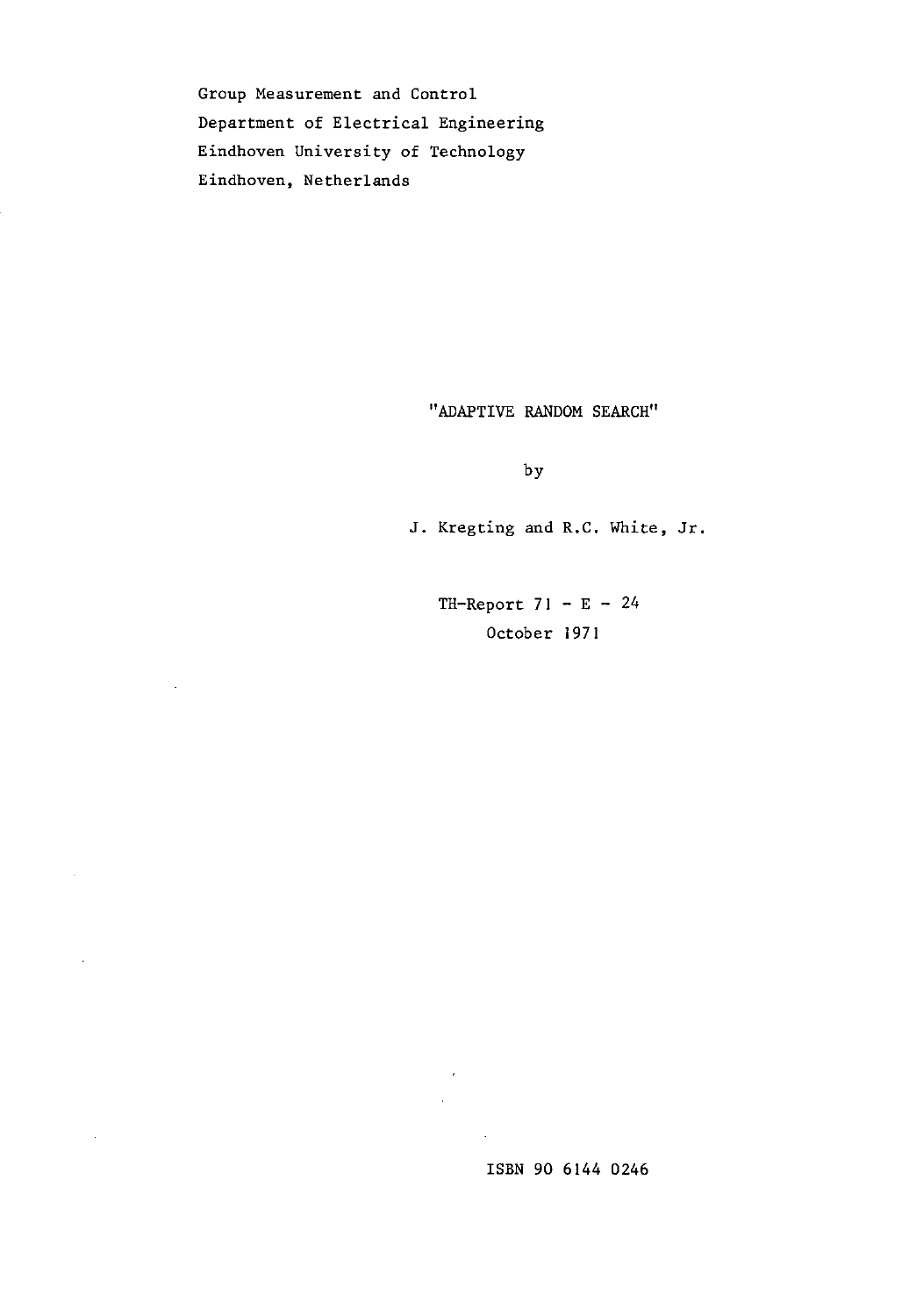Group Measurement and Control
Department of Electrical Engineering
Eindhoven University of Technology
Eindhoven, Netherlands

# "ADAPTIVE RANDOM SEARCH"

by

J. Kregting and R.C. White, Jr.

TH-Report 71 - E - 24
October 1971

ISBN 90 6144 0246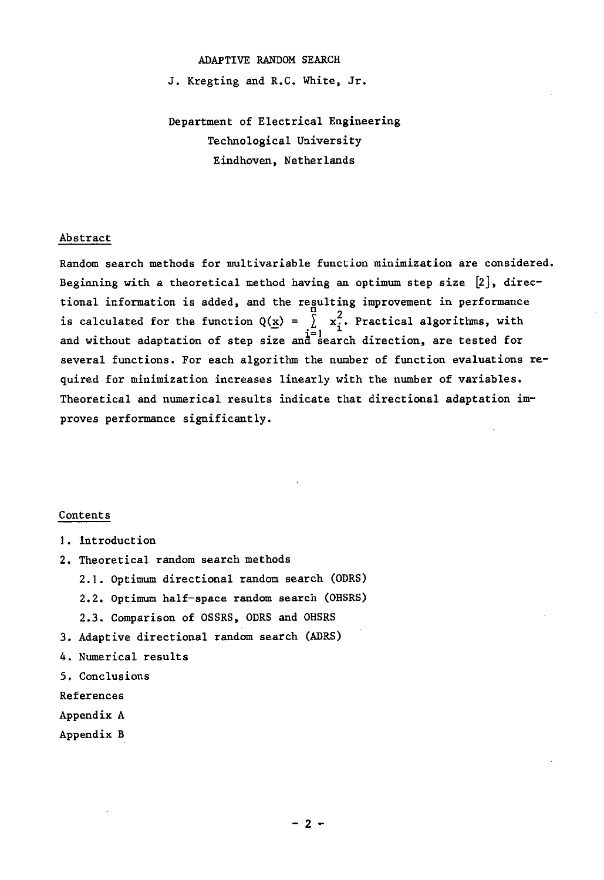# ADAPTIVE RANDOM SEARCH

J. Kregting and R.C. White, Jr.

Department of Electrical Engineering
Technological University
Eindhoven, Netherlands

## Abstract

Random search methods for multivariable function minimization are considered. Beginning with a theoretical method having an optimum step size [2], directional information is added, and the resulting improvement in performance is calculated for the function $Q(\underline{x}) = \sum_{i=1}^{n} x_i^2$. Practical algorithms, with and without adaptation of step size and search direction, are tested for several functions. For each algorithm the number of function evaluations required for minimization increases linearly with the number of variables. Theoretical and numerical results indicate that directional adaptation improves performance significantly.

## Contents

1. Introduction
2. Theoretical random search methods
   - 2.1. Optimum directional random search (ODRS)
   - 2.2. Optimum half-space random search (OHSRS)
   - 2.3. Comparison of OSSRS, ODRS and OHSRS
3. Adaptive directional random search (ADRS)
4. Numerical results
5. Conclusions

References

Appendix A

Appendix B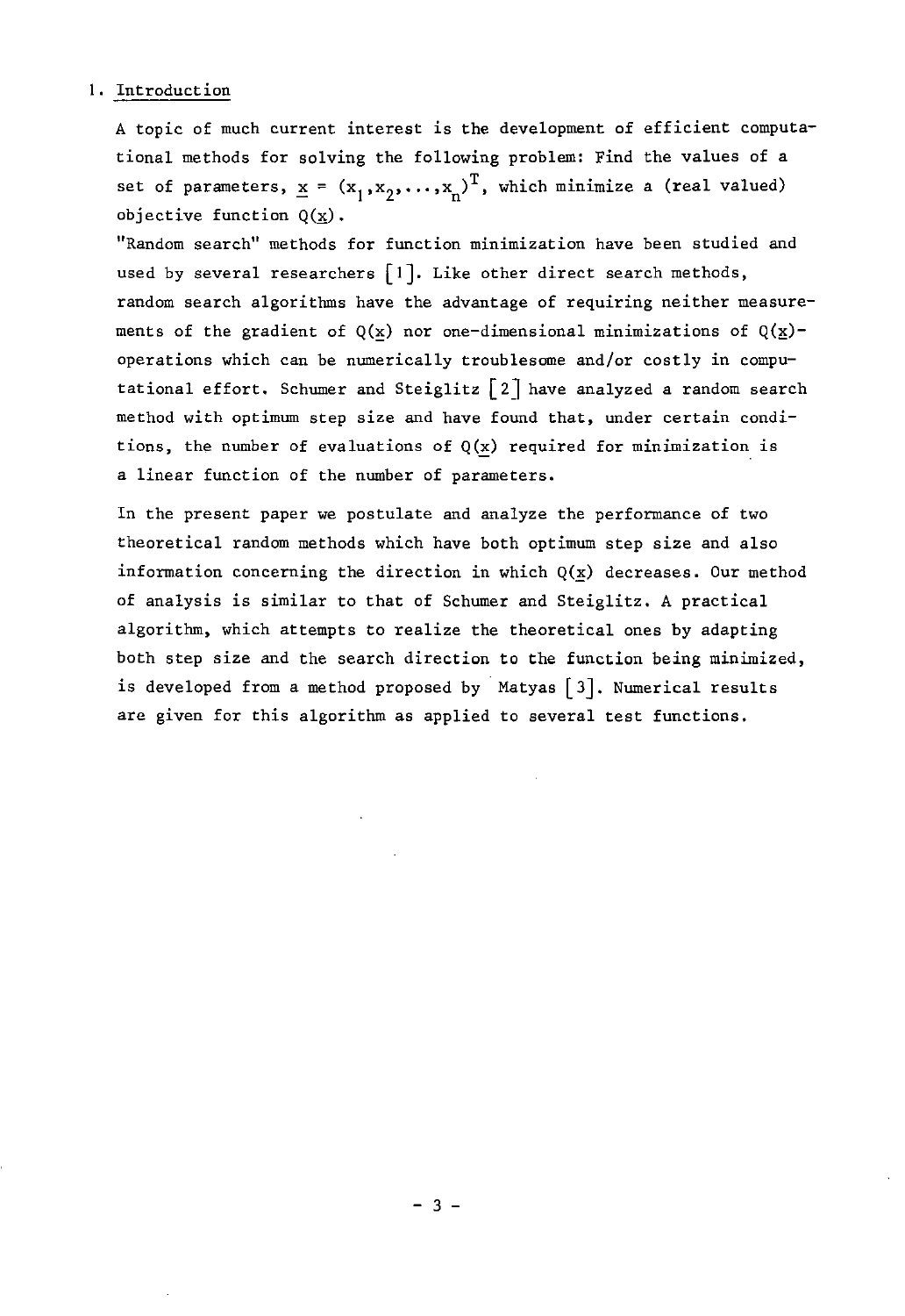## 1. Introduction

A topic of much current interest is the development of efficient computational methods for solving the following problem: Find the values of a set of parameters, $\underline{x} = (x_1, x_2, \ldots, x_n)^T$, which minimize a (real valued) objective function $Q(\underline{x})$.

"Random search" methods for function minimization have been studied and used by several researchers [1]. Like other direct search methods, random search algorithms have the advantage of requiring neither measurements of the gradient of $Q(\underline{x})$ nor one-dimensional minimizations of $Q(\underline{x})$- operations which can be numerically troublesome and/or costly in computational effort. Schumer and Steiglitz [2] have analyzed a random search method with optimum step size and have found that, under certain conditions, the number of evaluations of $Q(\underline{x})$ required for minimization is a linear function of the number of parameters.

In the present paper we postulate and analyze the performance of two theoretical random methods which have both optimum step size and also information concerning the direction in which $Q(\underline{x})$ decreases. Our method of analysis is similar to that of Schumer and Steiglitz. A practical algorithm, which attempts to realize the theoretical ones by adapting both step size and the search direction to the function being minimized, is developed from a method proposed by Matyas [3]. Numerical results are given for this algorithm as applied to several test functions.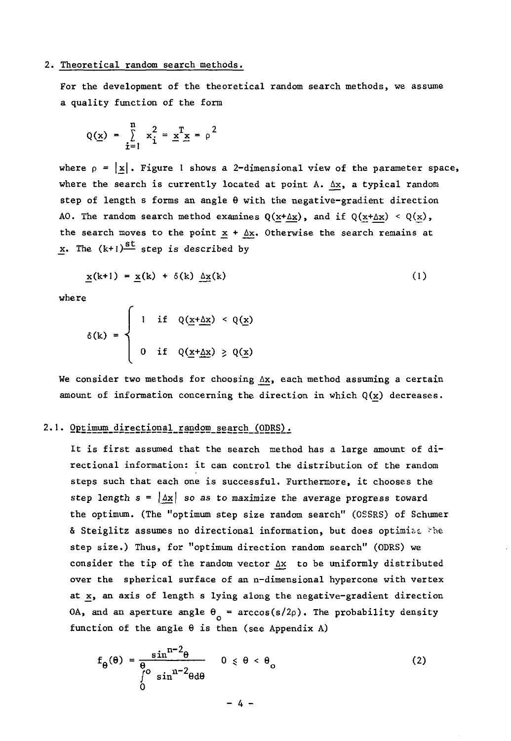## 2. Theoretical random search methods.

For the development of the theoretical random search methods, we assume a quality function of the form

$$Q(\underline{x}) = \sum_{i=1}^{n} x_i^2 = \underline{x}^T \underline{x} = \rho^2$$

where $\rho = |\underline{x}|$. Figure 1 shows a 2-dimensional view of the parameter space, where the search is currently located at point A. $\underline{\Delta x}$, a typical random step of length s forms an angle $\theta$ with the negative-gradient direction AO. The random search method examines $Q(\underline{x}+\underline{\Delta x})$, and if $Q(\underline{x}+\underline{\Delta x}) < Q(\underline{x})$, the search moves to the point $\underline{x} + \underline{\Delta x}$. Otherwise the search remains at $\underline{x}$. The $(k+1)^{\text{st}}$ step is described by

$$\underline{x}(k+1) = \underline{x}(k) + \delta(k)\, \underline{\Delta x}(k) \tag{1}$$

where

$$\delta(k) = \begin{cases} 1 & \text{if } Q(\underline{x}+\underline{\Delta x}) < Q(\underline{x}) \\ 0 & \text{if } Q(\underline{x}+\underline{\Delta x}) \geq Q(\underline{x}) \end{cases}$$

We consider two methods for choosing $\underline{\Delta x}$, each method assuming a certain amount of information concerning the direction in which $Q(\underline{x})$ decreases.

### 2.1. Optimum directional random search (ODRS).

It is first assumed that the search method has a large amount of directional information: it can control the distribution of the random steps such that each one is successful. Furthermore, it chooses the step length $s = |\underline{\Delta x}|$ so as to maximize the average progress toward the optimum. (The "optimum step size random search" (OSSRS) of Schumer & Steiglitz assumes no directional information, but does optimize the step size.) Thus, for "optimum direction random search" (ODRS) we consider the tip of the random vector $\underline{\Delta x}$ to be uniformly distributed over the spherical surface of an n-dimensional hypercone with vertex at $\underline{x}$, an axis of length s lying along the negative-gradient direction OA, and an aperture angle $\theta_o = \arccos(s/2\rho)$. The probability density function of the angle $\theta$ is then (see Appendix A)

$$f_\theta(\theta) = \frac{\sin^{n-2}\theta}{\int_0^{\theta_o} \sin^{n-2}\theta d\theta} \qquad 0 \leq \theta < \theta_o \tag{2}$$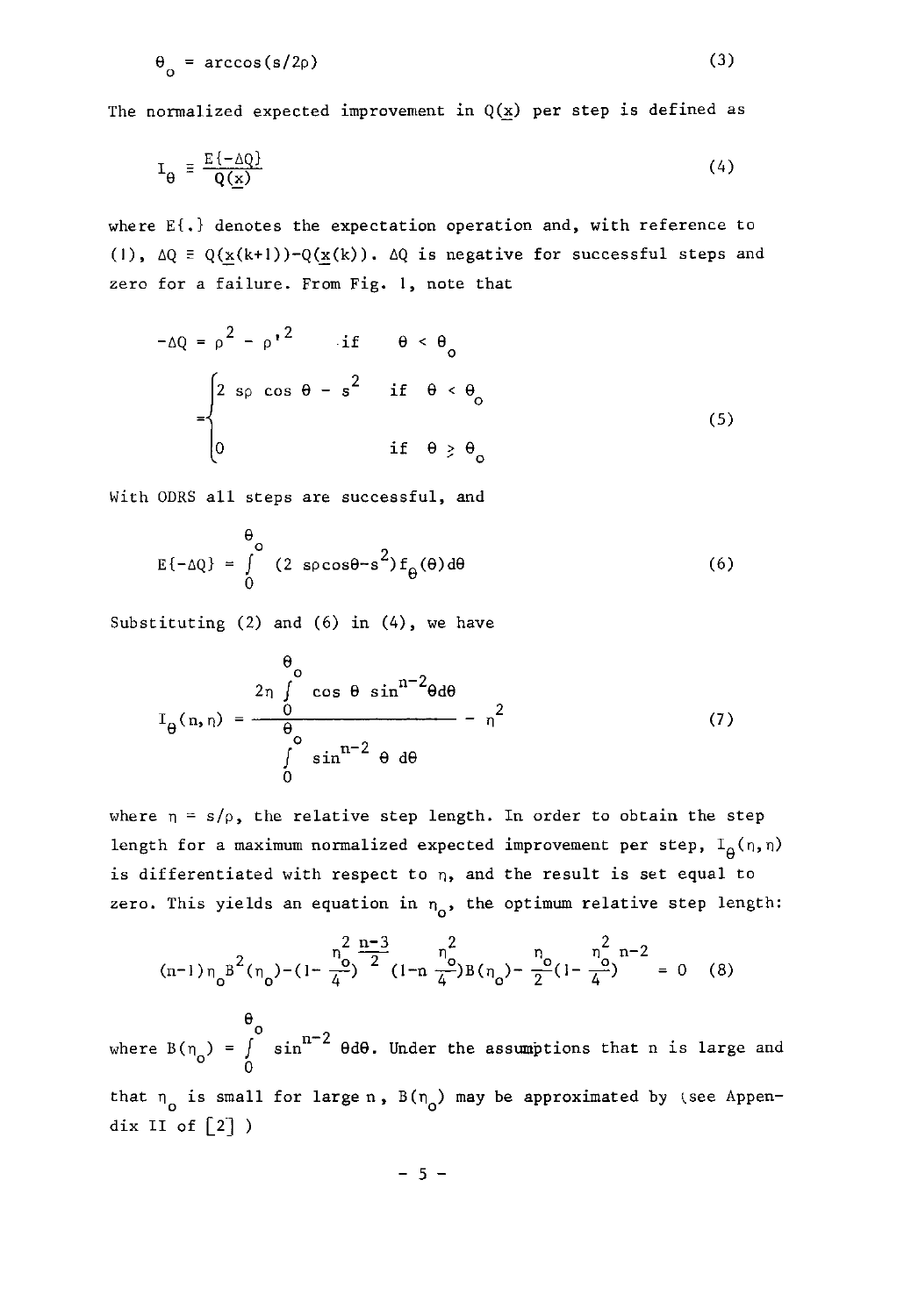$$\theta_o = \arccos(s/2\rho) \tag{3}$$

The normalized expected improvement in $Q(\underline{x})$ per step is defined as

$$I_\theta \equiv \frac{E\{-\Delta Q\}}{Q(\underline{x})} \tag{4}$$

where $E\{.\}$ denotes the expectation operation and, with reference to (1), $\Delta Q \equiv Q(\underline{x}(k+1)) - Q(\underline{x}(k))$. $\Delta Q$ is negative for successful steps and zero for a failure. From Fig. 1, note that

$$-\Delta Q = \rho^2 - \rho'^2 \quad \text{if} \quad \theta < \theta_o$$

$$= \begin{cases} 2\,s\rho\,\cos\theta - s^2 & \text{if} \quad \theta < \theta_o \\ 0 & \text{if} \quad \theta \geq \theta_o \end{cases} \tag{5}$$

With ODRS all steps are successful, and

$$E\{-\Delta Q\} = \int_0^{\theta_o} (2\,s\rho\cos\theta - s^2) f_\theta(\theta)\,d\theta \tag{6}$$

Substituting (2) and (6) in (4), we have

$$I_\theta(n,\eta) = \frac{2\eta \int_0^{\theta_o} \cos\theta\,\sin^{n-2}\theta\,d\theta}{\int_0^{\theta_o} \sin^{n-2}\theta\,d\theta} - \eta^2 \tag{7}$$

where $\eta = s/\rho$, the relative step length. In order to obtain the step length for a maximum normalized expected improvement per step, $I_\theta(n,\eta)$ is differentiated with respect to $\eta$, and the result is set equal to zero. This yields an equation in $\eta_o$, the optimum relative step length:

$$(n-1)\eta_o B^2(\eta_o) - \left(1 - \frac{\eta_o^2}{4}\right)^{\frac{n-3}{2}} \left(1 - n\frac{\eta_o^2}{4}\right) B(\eta_o) - \frac{\eta_o}{2}\left(1 - \frac{\eta_o^2}{4}\right)^{n-2} = 0 \tag{8}$$

where $B(\eta_o) = \int_0^{\theta_o} \sin^{n-2}\theta\,d\theta$. Under the assumptions that $n$ is large and that $\eta_o$ is small for large $n$, $B(\eta_o)$ may be approximated by (see Appendix II of [2])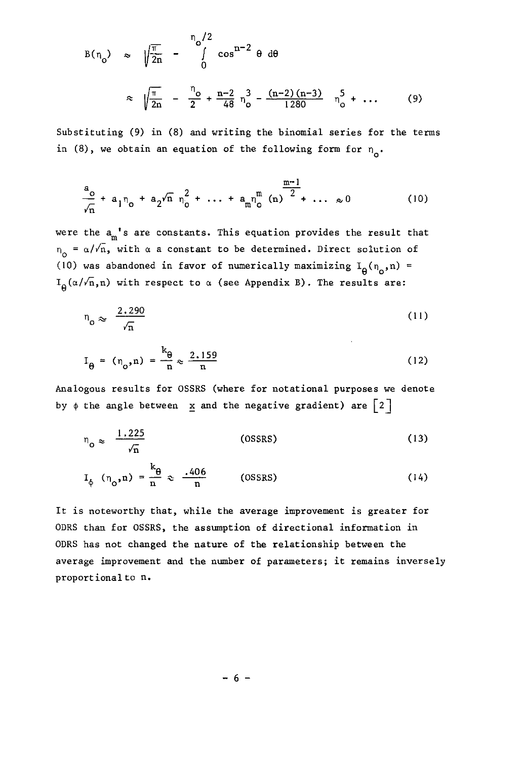$$B(\eta_o) \approx \sqrt{\frac{\pi}{2n}} - \int_0^{\eta_o/2} \cos^{n-2}\theta \, d\theta$$

$$\approx \sqrt{\frac{\pi}{2n}} - \frac{\eta_o}{2} + \frac{n-2}{48}\eta_o^3 - \frac{(n-2)(n-3)}{1280}\eta_o^5 + \dots \tag{9}$$

Substituting (9) in (8) and writing the binomial series for the terms in (8), we obtain an equation of the following form for $\eta_o$.

$$\frac{a_o}{\sqrt{n}} + a_1\eta_o + a_2\sqrt{n}\,\eta_o^2 + \dots + a_m\eta_o^m (n)^{\frac{m-1}{2}} + \dots \approx 0 \tag{10}$$

were the $a_m$'s are constants. This equation provides the result that $\eta_o = \alpha/\sqrt{n}$, with $\alpha$ a constant to be determined. Direct solution of (10) was abandoned in favor of numerically maximizing $I_\theta(\eta_o,n) = I_\theta(\alpha/\sqrt{n},n)$ with respect to $\alpha$ (see Appendix B). The results are:

$$\eta_o \approx \frac{2.290}{\sqrt{n}} \tag{11}$$

$$I_\theta = (\eta_o,n) = \frac{k_\theta}{n} \approx \frac{2.159}{n} \tag{12}$$

Analogous results for OSSRS (where for notational purposes we denote by $\phi$ the angle between $\underline{x}$ and the negative gradient) are [2]

$$\eta_o \approx \frac{1.225}{\sqrt{n}} \qquad \text{(OSSRS)} \tag{13}$$

$$I_\phi(\eta_o,n) = \frac{k_\theta}{n} \approx \frac{.406}{n} \qquad \text{(OSSRS)} \tag{14}$$

It is noteworthy that, while the average improvement is greater for ODRS than for OSSRS, the assumption of directional information in ODRS has not changed the nature of the relationship between the average improvement and the number of parameters; it remains inversely proportional to n.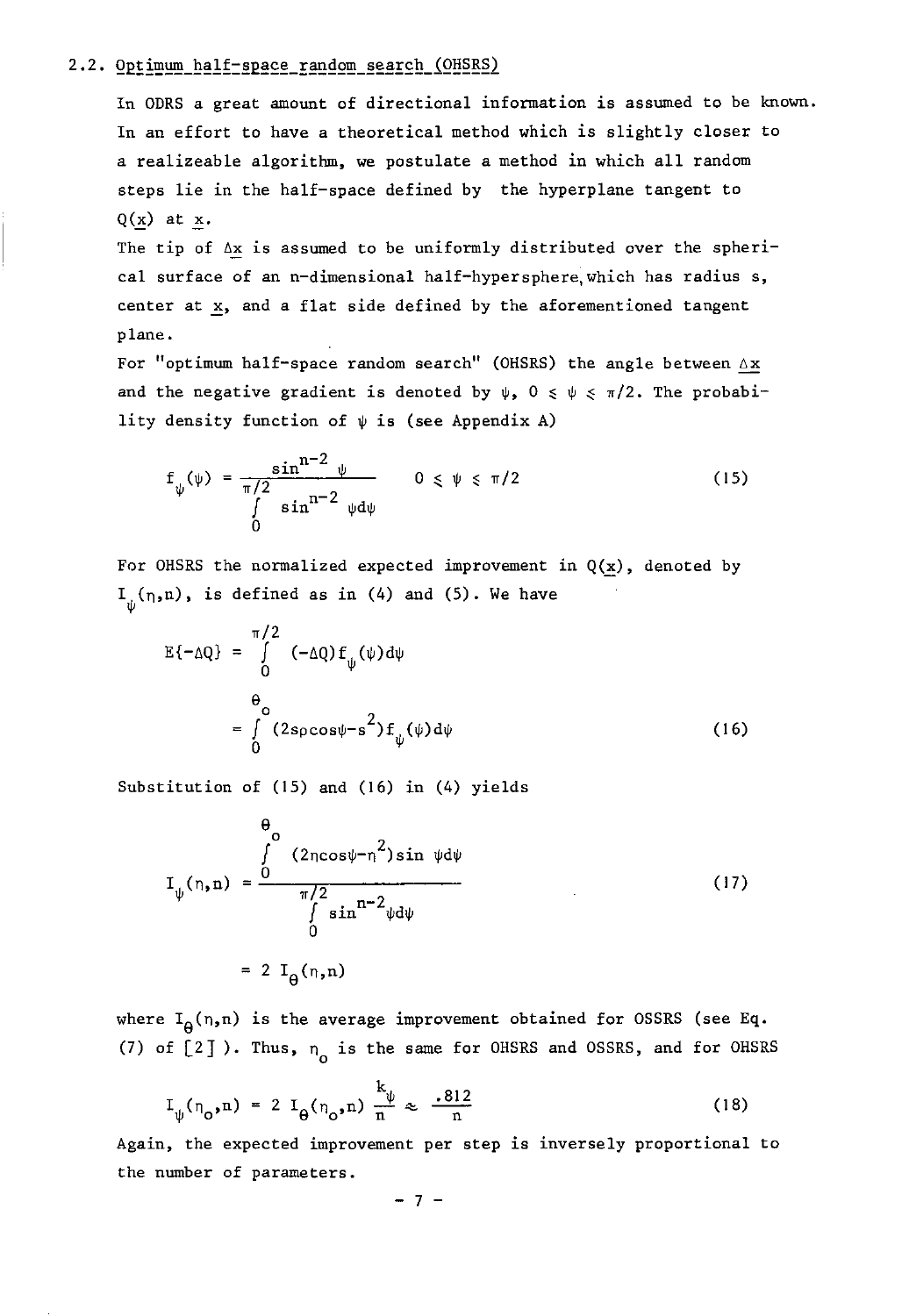### 2.2. Optimum half-space random search (OHSRS)

In ODRS a great amount of directional information is assumed to be known. In an effort to have a theoretical method which is slightly closer to a realizeable algorithm, we postulate a method in which all random steps lie in the half-space defined by the hyperplane tangent to $Q(\underline{x})$ at $\underline{x}$.

The tip of $\Delta\underline{x}$ is assumed to be uniformly distributed over the spherical surface of an n-dimensional half-hypersphere, which has radius s, center at $\underline{x}$, and a flat side defined by the aforementioned tangent plane.

For "optimum half-space random search" (OHSRS) the angle between $\Delta\underline{x}$ and the negative gradient is denoted by $\psi$, $0 \leq \psi \leq \pi/2$. The probability density function of $\psi$ is (see Appendix A)

$$f_\psi(\psi) = \frac{\sin^{n-2}\psi}{\int_0^{\pi/2} \sin^{n-2}\psi d\psi} \qquad 0 \leq \psi \leq \pi/2 \tag{15}$$

For OHSRS the normalized expected improvement in $Q(\underline{x})$, denoted by $I_\psi(\eta,n)$, is defined as in (4) and (5). We have

$$\begin{aligned} E\{-\Delta Q\} &= \int_0^{\pi/2} (-\Delta Q) f_\psi(\psi) d\psi \\ &= \int_0^{\theta_o} (2s\rho\cos\psi - s^2) f_\psi(\psi) d\psi \end{aligned} \tag{16}$$

Substitution of (15) and (16) in (4) yields

$$\begin{aligned} I_\psi(\eta,n) &= \frac{\int_0^{\theta_o} (2\eta\cos\psi - \eta^2)\sin\psi d\psi}{\int_0^{\pi/2} \sin^{n-2}\psi d\psi} \\ &= 2\, I_\theta(\eta,n) \end{aligned} \tag{17}$$

where $I_\theta(\eta,n)$ is the average improvement obtained for OSSRS (see Eq. (7) of [2] ). Thus, $\eta_o$ is the same for OHSRS and OSSRS, and for OHSRS

$$I_\psi(\eta_o,n) = 2\, I_\theta(\eta_o,n) \frac{k_\psi}{n} \approx \frac{.812}{n} \tag{18}$$

Again, the expected improvement per step is inversely proportional to the number of parameters.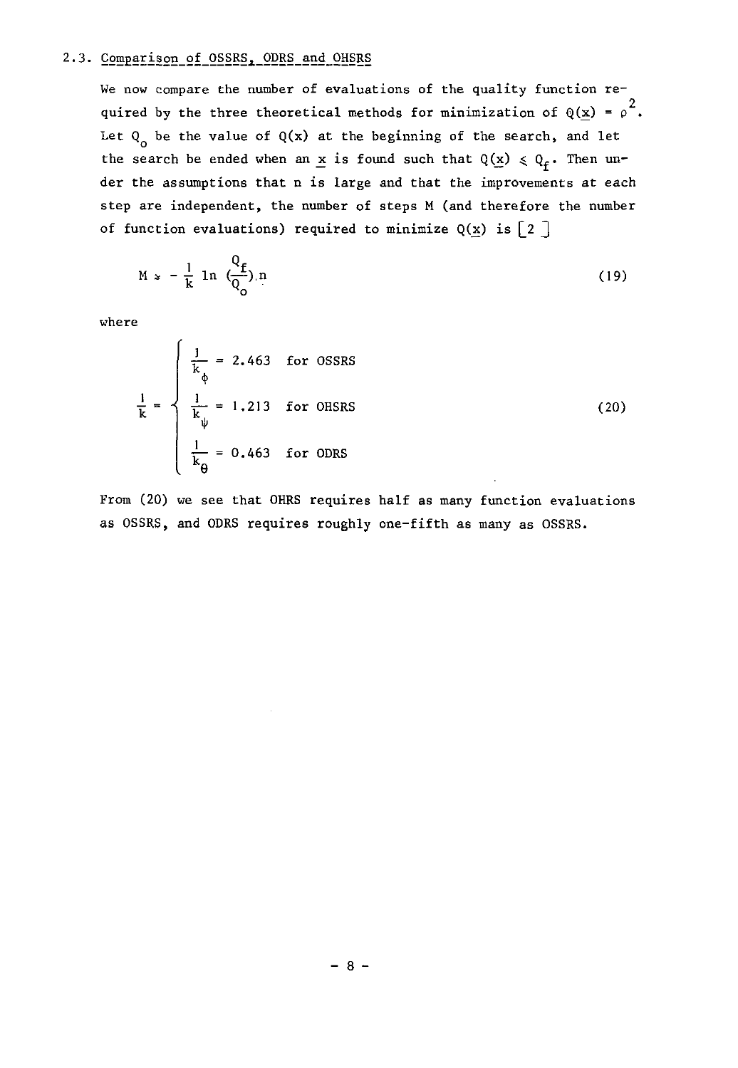### 2.3. Comparison of OSSRS, ODRS and OHSRS

We now compare the number of evaluations of the quality function required by the three theoretical methods for minimization of $Q(\underline{x}) = \rho^2$. Let $Q_o$ be the value of $Q(x)$ at the beginning of the search, and let the search be ended when an $\underline{x}$ is found such that $Q(\underline{x}) \leqslant Q_f$. Then under the assumptions that n is large and that the improvements at each step are independent, the number of steps M (and therefore the number of function evaluations) required to minimize $Q(\underline{x})$ is [2]

$$M \approx -\frac{1}{k} \ln \left(\frac{Q_f}{Q_o}\right) . n \tag{19}$$

where

$$\frac{1}{k} = \begin{cases} \dfrac{1}{k_\phi} = 2.463 & \text{for OSSRS} \\[2ex] \dfrac{1}{k_\psi} = 1.213 & \text{for OHSRS} \\[2ex] \dfrac{1}{k_\theta} = 0.463 & \text{for ODRS} \end{cases} \tag{20}$$

From (20) we see that OHRS requires half as many function evaluations as OSSRS, and ODRS requires roughly one-fifth as many as OSSRS.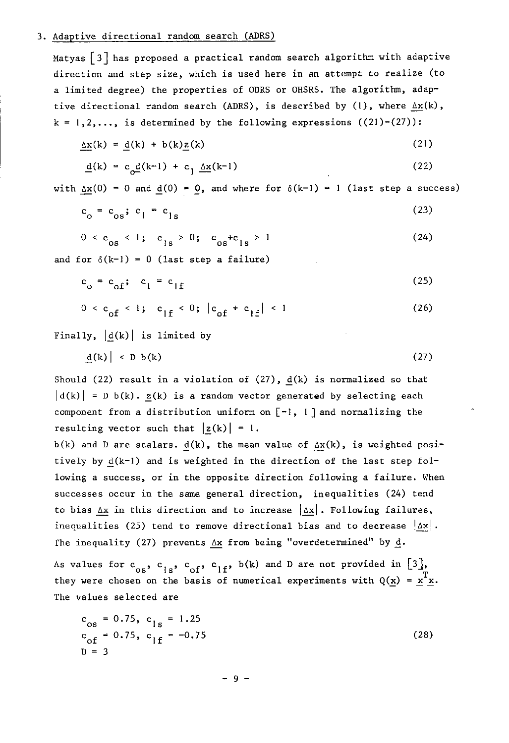### 3. Adaptive directional random search (ADRS)

Matyas [3] has proposed a practical random search algorithm with adaptive direction and step size, which is used here in an attempt to realize (to a limited degree) the properties of ODRS or OHSRS. The algorithm, adaptive directional random search (ADRS), is described by (1), where $\underline{\Delta x}(k)$, $k = 1,2,\ldots$, is determined by the following expressions ((21)-(27)):

$$\underline{\Delta x}(k) = \underline{d}(k) + b(k)\underline{z}(k) \tag{21}$$

$$\underline{d}(k) = c_o\underline{d}(k-1) + c_1\,\underline{\Delta x}(k-1) \tag{22}$$

with $\underline{\Delta x}(0) = 0$ and $\underline{d}(0) = \underline{0}$, and where for $\delta(k-1) = 1$ (last step a success)

$$c_o = c_{os};\ c_1 = c_{1s} \tag{23}$$

$$0 < c_{os} < 1;\ c_{1s} > 0;\ c_{os}+c_{1s} > 1 \tag{24}$$

and for $\delta(k-1) = 0$ (last step a failure)

$$c_o = c_{of};\ c_1 = c_{1f} \tag{25}$$

$$0 < c_{of} < 1;\ c_{1f} < 0;\ |c_{of} + c_{1f}| < 1 \tag{26}$$

Finally, $|\underline{d}(k)|$ is limited by

$$|\underline{d}(k)| < D\,b(k) \tag{27}$$

Should (22) result in a violation of (27), $\underline{d}(k)$ is normalized so that $|d(k)| = D\,b(k)$. $\underline{z}(k)$ is a random vector generated by selecting each component from a distribution uniform on $[-1, 1]$ and normalizing the resulting vector such that $|\underline{z}(k)| = 1$.

$b(k)$ and $D$ are scalars. $\underline{d}(k)$, the mean value of $\Delta x(k)$, is weighted positively by $\underline{d}(k-1)$ and is weighted in the direction of the last step following a success, or in the opposite direction following a failure. When successes occur in the same general direction, inequalities (24) tend to bias $\underline{\Delta x}$ in this direction and to increase $|\underline{\Delta x}|$. Following failures, inequalities (25) tend to remove directional bias and to decrease $|\underline{\Delta x}|$. The inequality (27) prevents $\underline{\Delta x}$ from being "overdetermined" by $\underline{d}$.

As values for $c_{os}$, $c_{1s}$, $c_{of}$, $c_{1f}$, $b(k)$ and $D$ are not provided in [3], they were chosen on the basis of numerical experiments with $Q(\underline{x}) = \underline{x}^T\underline{x}$. The values selected are

$$\begin{aligned} c_{os} &= 0.75,\ c_{1s} = 1.25 \\ c_{of} &= 0.75,\ c_{1f} = -0.75 \\ D &= 3 \end{aligned} \tag{28}$$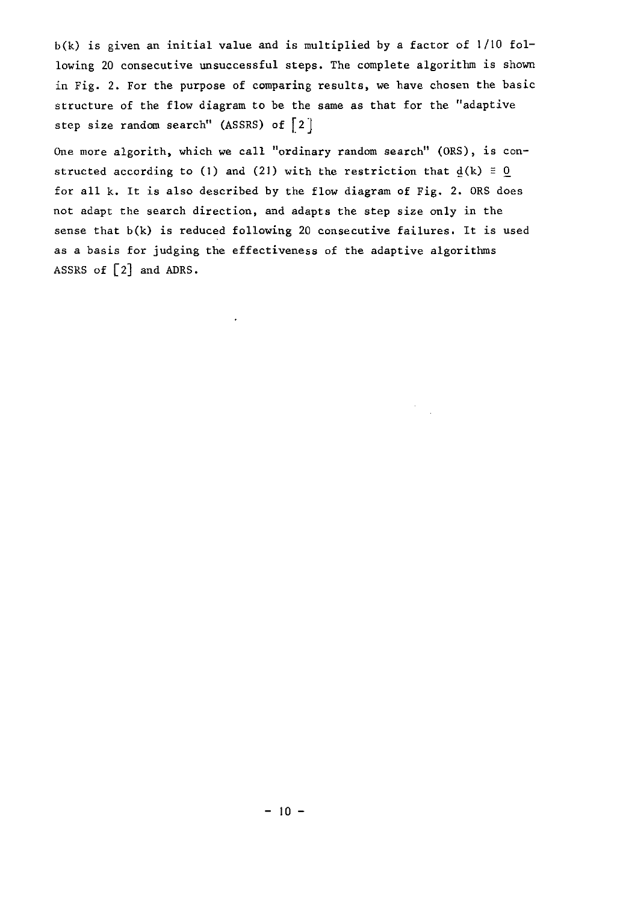$b(k)$ is given an initial value and is multiplied by a factor of 1/10 following 20 consecutive unsuccessful steps. The complete algorithm is shown in Fig. 2. For the purpose of comparing results, we have chosen the basic structure of the flow diagram to be the same as that for the "adaptive step size random search" (ASSRS) of [2]

One more algorith, which we call "ordinary random search" (ORS), is constructed according to (1) and (21) with the restriction that $\underline{d}(k) \equiv \underline{0}$ for all k. It is also described by the flow diagram of Fig. 2. ORS does not adapt the search direction, and adapts the step size only in the sense that $b(k)$ is reduced following 20 consecutive failures. It is used as a basis for judging the effectiveness of the adaptive algorithms ASSRS of [2] and ADRS.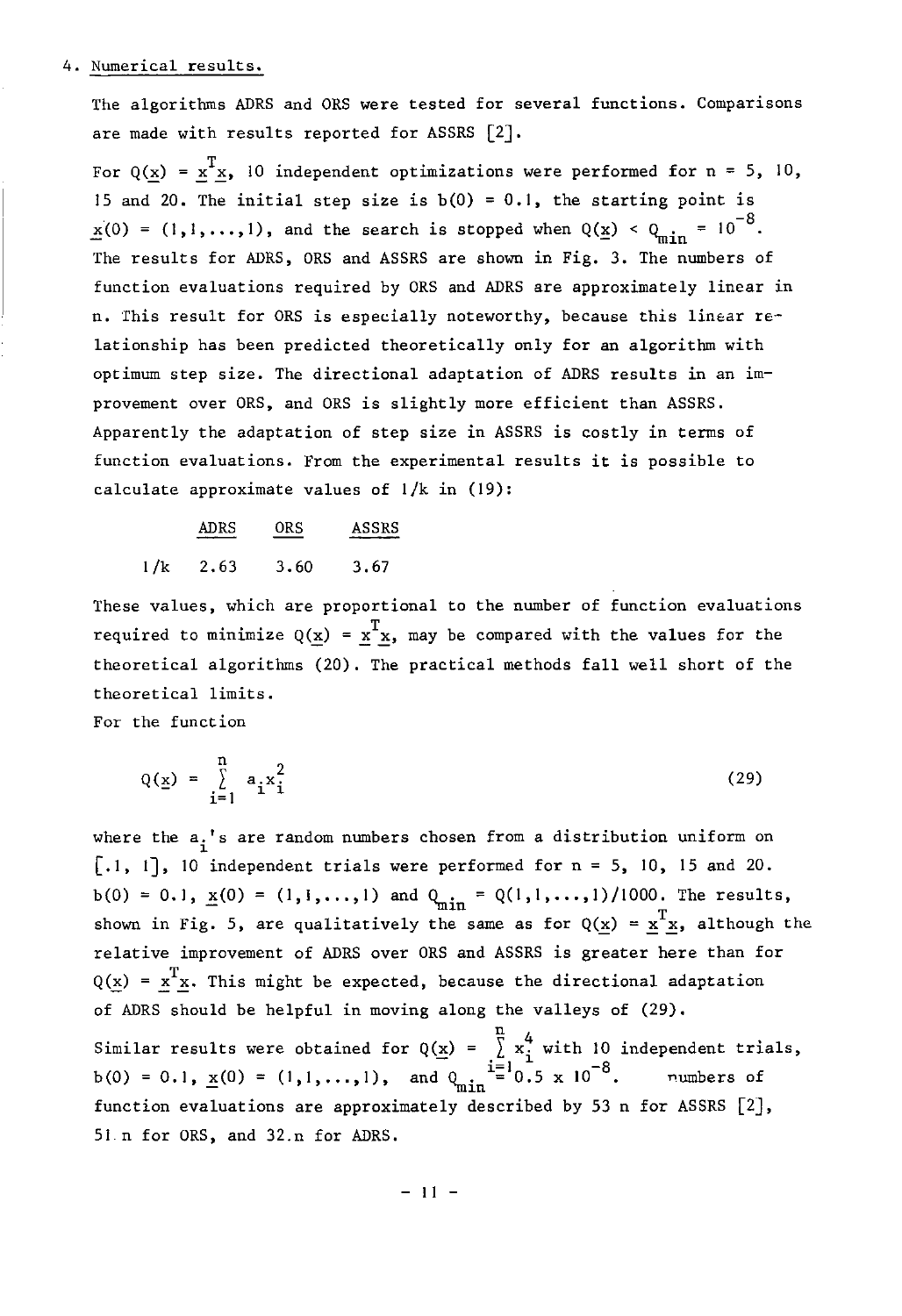## 4. Numerical results.

The algorithms ADRS and ORS were tested for several functions. Comparisons are made with results reported for ASSRS [2].

For $Q(\underline{x}) = \underline{x}^T\underline{x}$, 10 independent optimizations were performed for n = 5, 10, 15 and 20. The initial step size is b(0) = 0.1, the starting point is $\underline{x}(0) = (1,1,\ldots,1)$, and the search is stopped when $Q(\underline{x}) < Q_{min} = 10^{-8}$. The results for ADRS, ORS and ASSRS are shown in Fig. 3. The numbers of function evaluations required by ORS and ADRS are approximately linear in n. This result for ORS is especially noteworthy, because this linear relationship has been predicted theoretically only for an algorithm with optimum step size. The directional adaptation of ADRS results in an improvement over ORS, and ORS is slightly more efficient than ASSRS. Apparently the adaptation of step size in ASSRS is costly in terms of function evaluations. From the experimental results it is possible to calculate approximate values of 1/k in (19):

| | ADRS | ORS | ASSRS |
|---|---|---|---|
| 1/k | 2.63 | 3.60 | 3.67 |

These values, which are proportional to the number of function evaluations required to minimize $Q(\underline{x}) = \underline{x}^T\underline{x}$, may be compared with the values for the theoretical algorithms (20). The practical methods fall well short of the theoretical limits.

For the function

$$Q(\underline{x}) = \sum_{i=1}^{n} a_i x_i^2 \tag{29}$$

where the $a_i$'s are random numbers chosen from a distribution uniform on [.1, 1], 10 independent trials were performed for n = 5, 10, 15 and 20. b(0) = 0.1, $\underline{x}(0) = (1,1,\ldots,1)$ and $Q_{min} = Q(1,1,\ldots,1)/1000$. The results, shown in Fig. 5, are qualitatively the same as for $Q(\underline{x}) = \underline{x}^T\underline{x}$, although the relative improvement of ADRS over ORS and ASSRS is greater here than for $Q(\underline{x}) = \underline{x}^T\underline{x}$. This might be expected, because the directional adaptation of ADRS should be helpful in moving along the valleys of (29).

Similar results were obtained for $Q(\underline{x}) = \sum_{i=1}^{n} x_i^4$ with 10 independent trials, b(0) = 0.1, $\underline{x}(0) = (1,1,\ldots,1)$, and $Q_{min} = 0.5 \times 10^{-8}$. numbers of function evaluations are approximately described by 53 n for ASSRS [2], 51 n for ORS, and 32 n for ADRS.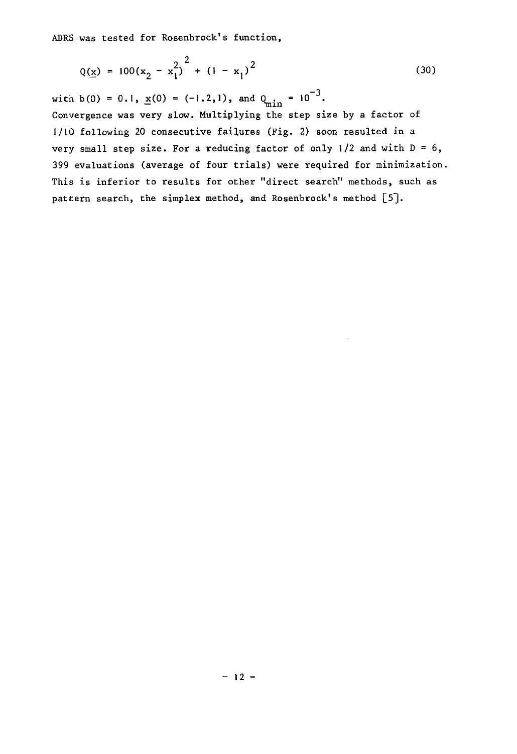ADRS was tested for Rosenbrock's function,

$$Q(\underline{x}) = 100(x_2 - x_1^2)^2 + (1 - x_1)^2 \tag{30}$$

with $b(0) = 0.1$, $\underline{x}(0) = (-1.2, 1)$, and $Q_{min} = 10^{-3}$.
Convergence was very slow. Multiplying the step size by a factor of 1/10 following 20 consecutive failures (Fig. 2) soon resulted in a very small step size. For a reducing factor of only 1/2 and with $D = 6$, 399 evaluations (average of four trials) were required for minimization. This is inferior to results for other "direct search" methods, such as pattern search, the simplex method, and Rosenbrock's method [5].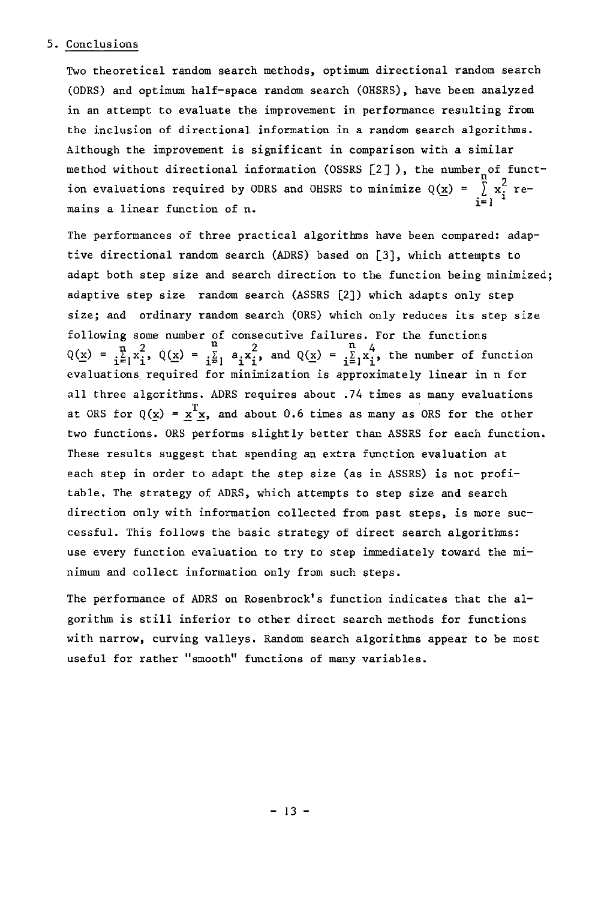## 5. Conclusions

Two theoretical random search methods, optimum directional random search (ODRS) and optimum half-space random search (OHSRS), have been analyzed in an attempt to evaluate the improvement in performance resulting from the inclusion of directional information in a random search algorithms. Although the improvement is significant in comparison with a similar method without directional information (OSSRS [2] ), the number of function evaluations required by ODRS and OHSRS to minimize $Q(\underline{x}) = \sum_{i=1}^{n} x_i^2$ remains a linear function of n.

The performances of three practical algorithms have been compared: adaptive directional random search (ADRS) based on [3], which attempts to adapt both step size and search direction to the function being minimized; adaptive step size random search (ASSRS [2]) which adapts only step size; and ordinary random search (ORS) which only reduces its step size following some number of consecutive failures. For the functions $Q(\underline{x}) = \sum_{i=1}^{n} x_i^2$, $Q(\underline{x}) = \sum_{i=1}^{n} a_i x_i^2$, and $Q(\underline{x}) = \sum_{i=1}^{n} x_i^4$, the number of function evaluations required for minimization is approximately linear in n for all three algorithms. ADRS requires about .74 times as many evaluations at ORS for $Q(\underline{x}) = \underline{x}^T\underline{x}$, and about 0.6 times as many as ORS for the other two functions. ORS performs slightly better than ASSRS for each function. These results suggest that spending an extra function evaluation at each step in order to adapt the step size (as in ASSRS) is not profitable. The strategy of ADRS, which attempts to step size and search direction only with information collected from past steps, is more successful. This follows the basic strategy of direct search algorithms: use every function evaluation to try to step immediately toward the minimum and collect information only from such steps.

The performance of ADRS on Rosenbrock's function indicates that the algorithm is still inferior to other direct search methods for functions with narrow, curving valleys. Random search algorithms appear to be most useful for rather "smooth" functions of many variables.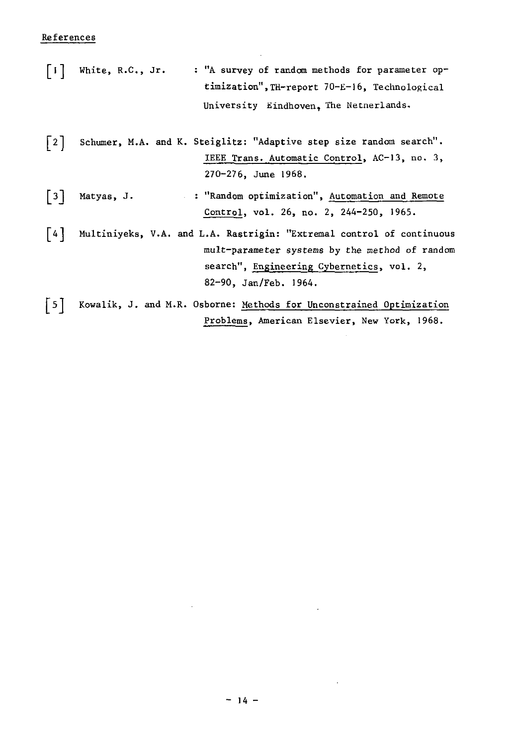## References

[1] White, R.C., Jr. : "A survey of random methods for parameter optimization", TH-report 70-E-16, Technological University Eindhoven, The Netnerlands.

[2] Schumer, M.A. and K. Steiglitz: "Adaptive step size random search". IEEE Trans. Automatic Control, AC-13, no. 3, 270-276, June 1968.

[3] Matyas, J. : "Random optimization", Automation and Remote Control, vol. 26, no. 2, 244-250, 1965.

[4] Multiniyeks, V.A. and L.A. Rastrigin: "Extremal control of continuous mult-parameter systems by the method of random search", Engineering Cybernetics, vol. 2, 82-90, Jan/Feb. 1964.

[5] Kowalik, J. and M.R. Osborne: Methods for Unconstrained Optimization Problems, American Elsevier, New York, 1968.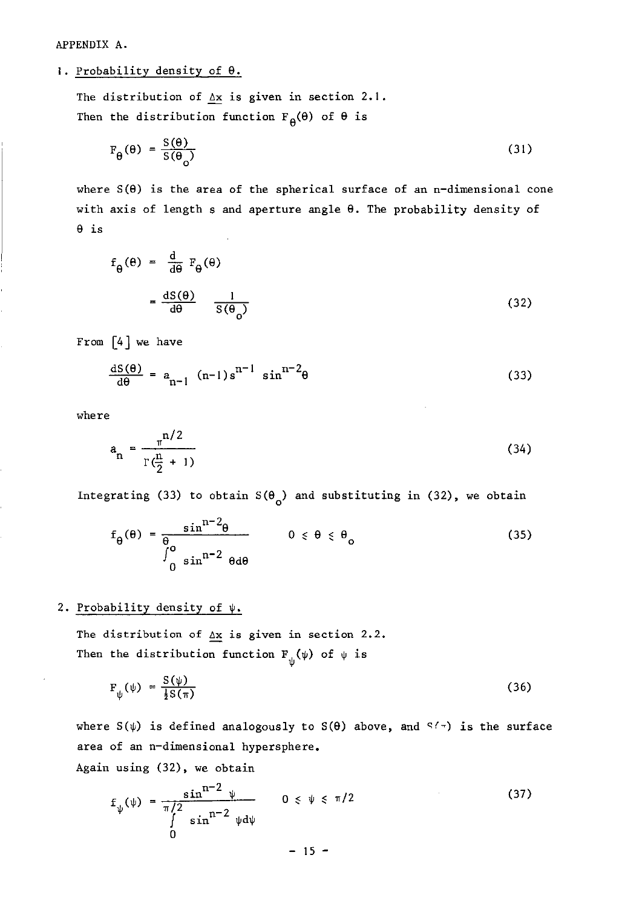APPENDIX A.

1. Probability density of $\theta$.

The distribution of $\underline{\Delta x}$ is given in section 2.1.
Then the distribution function $F_\theta(\theta)$ of $\theta$ is

$$F_\theta(\theta) = \frac{S(\theta)}{S(\theta_o)} \tag{31}$$

where $S(\theta)$ is the area of the spherical surface of an n-dimensional cone with axis of length s and aperture angle $\theta$. The probability density of $\theta$ is

$$\begin{aligned} f_\theta(\theta) &= \frac{d}{d\theta} F_\theta(\theta) \\ &= \frac{dS(\theta)}{d\theta} \frac{1}{S(\theta_o)} \end{aligned} \tag{32}$$

From [4] we have

$$\frac{dS(\theta)}{d\theta} = a_{n-1} (n-1) s^{n-1} \sin^{n-2}\theta \tag{33}$$

where

$$a_n = \frac{\pi^{n/2}}{\Gamma(\frac{n}{2} + 1)} \tag{34}$$

Integrating (33) to obtain $S(\theta_o)$ and substituting in (32), we obtain

$$f_\theta(\theta) = \frac{\sin^{n-2}\theta}{\int_0^{\theta_o} \sin^{n-2} \theta d\theta} \qquad 0 \leq \theta \leq \theta_o \tag{35}$$

2. Probability density of $\psi$.

The distribution of $\underline{\Delta x}$ is given in section 2.2.
Then the distribution function $F_\psi(\psi)$ of $\psi$ is

$$F_\psi(\psi) = \frac{S(\psi)}{\frac{1}{2}S(\pi)} \tag{36}$$

where $S(\psi)$ is defined analogously to $S(\theta)$ above, and $S(\pi)$ is the surface area of an n-dimensional hypersphere.
Again using (32), we obtain

$$f_\psi(\psi) = \frac{\sin^{n-2} \psi}{\int_0^{\pi/2} \sin^{n-2} \psi d\psi} \qquad 0 \leq \psi \leq \pi/2 \tag{37}$$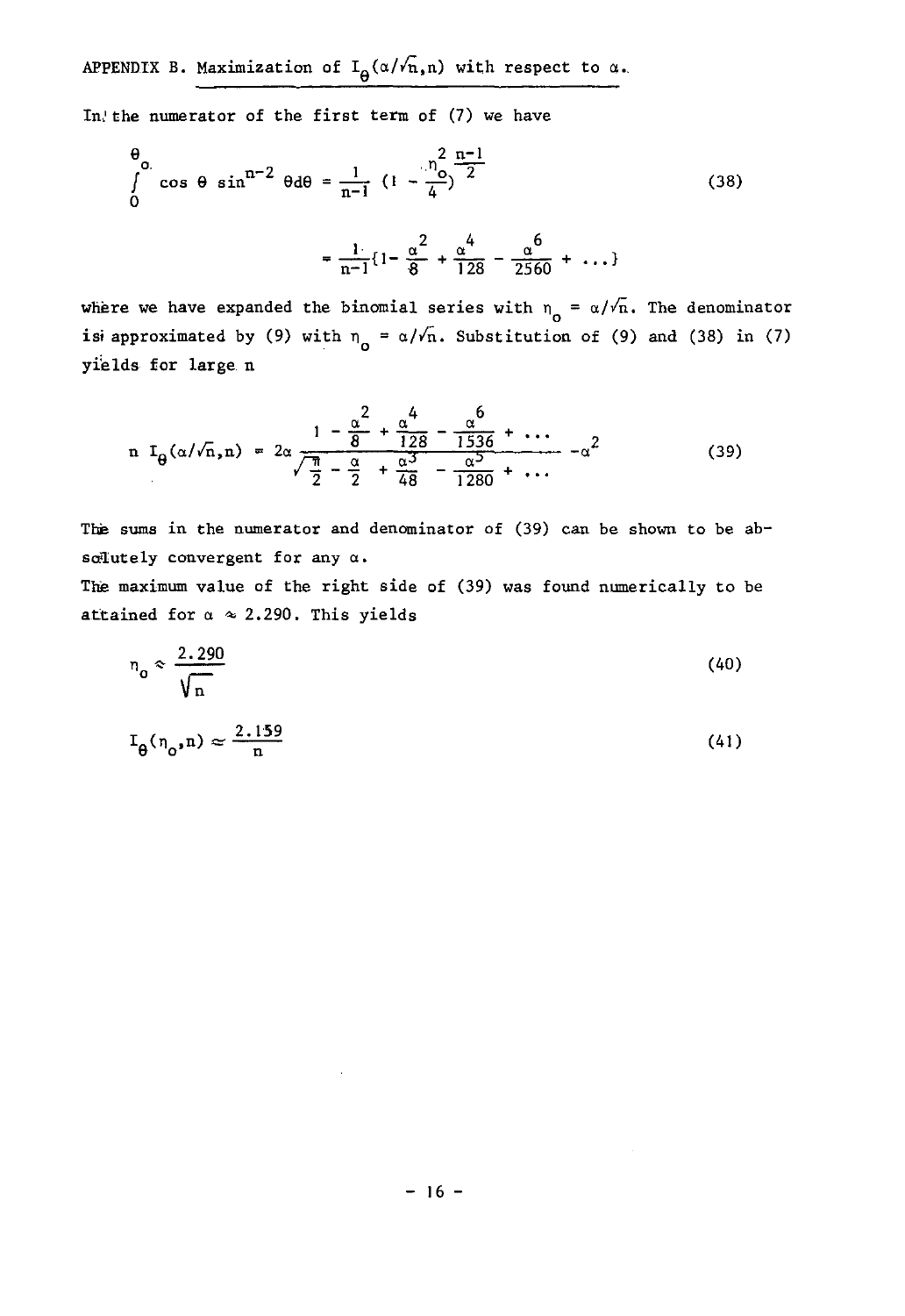APPENDIX B. Maximization of $I_\theta(\alpha/\sqrt{n},n)$ with respect to $\alpha$.

In the numerator of the first term of (7) we have

$$\int_0^{\theta_o} \cos\theta \sin^{n-2}\theta d\theta = \frac{1}{n-1}\left(1 - \frac{\eta_o^2}{4}\right)^{\frac{n-1}{2}} \tag{38}$$

$$= \frac{1}{n-1}\left\{1 - \frac{\alpha^2}{8} + \frac{\alpha^4}{128} - \frac{\alpha^6}{2560} + \ldots\right\}$$

where we have expanded the binomial series with $\eta_o = \alpha/\sqrt{n}$. The denominator is approximated by (9) with $\eta_o = \alpha/\sqrt{n}$. Substitution of (9) and (38) in (7) yields for large n

$$n\, I_\theta(\alpha/\sqrt{n},n) = 2\alpha \frac{1 - \frac{\alpha^2}{8} + \frac{\alpha^4}{128} - \frac{\alpha^6}{1536} + \ldots}{\sqrt{\frac{\pi}{2}} - \frac{\alpha}{2} + \frac{\alpha^3}{48} - \frac{\alpha^5}{1280} + \ldots} - \alpha^2 \tag{39}$$

The sums in the numerator and denominator of (39) can be shown to be absolutely convergent for any $\alpha$.

The maximum value of the right side of (39) was found numerically to be attained for $\alpha \approx 2.290$. This yields

$$\eta_o \approx \frac{2.290}{\sqrt{n}} \tag{40}$$

$$I_\theta(\eta_o,n) \approx \frac{2.159}{n} \tag{41}$$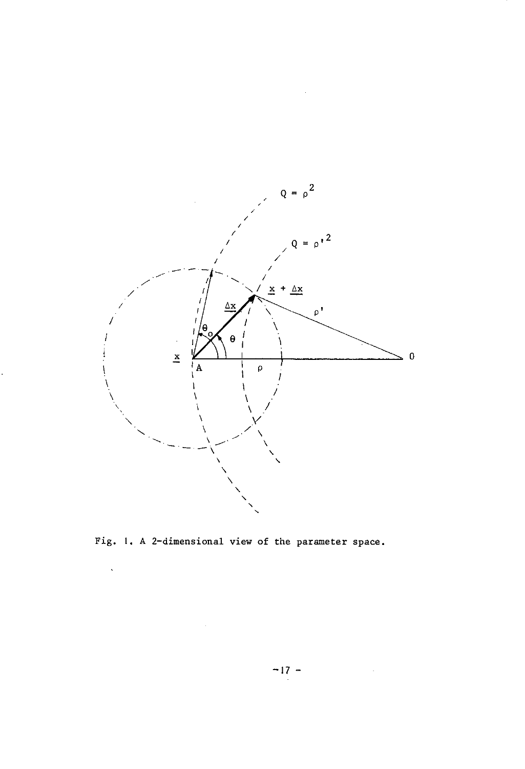Fig. 1. A 2-dimensional view of the parameter space.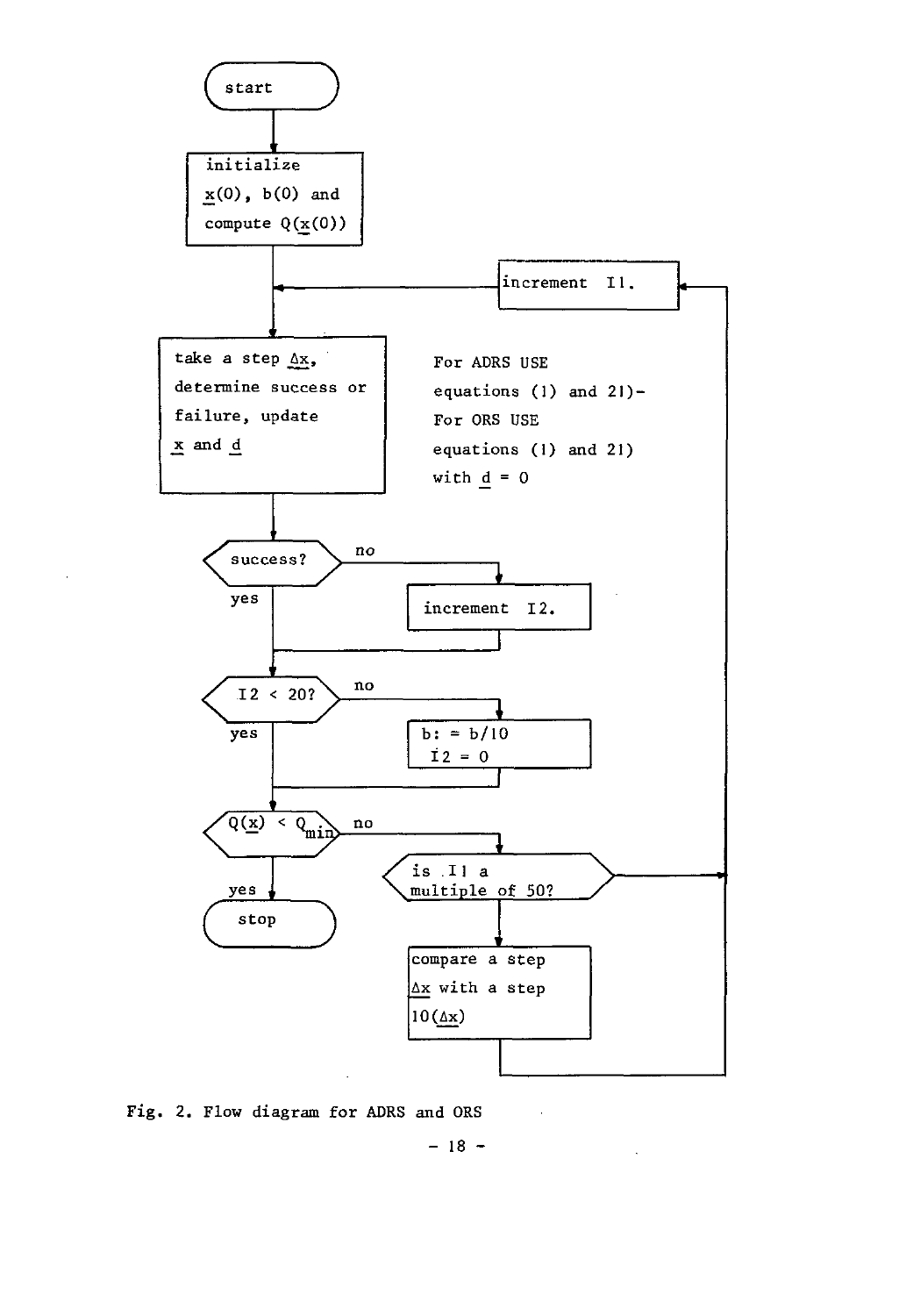start

initialize $\underline{x}(0)$, $b(0)$ and compute $Q(\underline{x}(0))$

increment I1.

take a step $\underline{\Delta x}$, determine success or failure, update $\underline{x}$ and $\underline{d}$

For ADRS USE equations (1) and 21)-
For ORS USE equations (1) and 21) with $\underline{d} = 0$

success? — no → increment I2. — yes ↓

I2 < 20? — no → b: = b/10, I2 = 0 — yes ↓

$Q(\underline{x}) < Q_{min}$ — no → is I1 a multiple of 50? — yes → stop

compare a step $\underline{\Delta x}$ with a step $10(\underline{\Delta x})$

Fig. 2. Flow diagram for ADRS and ORS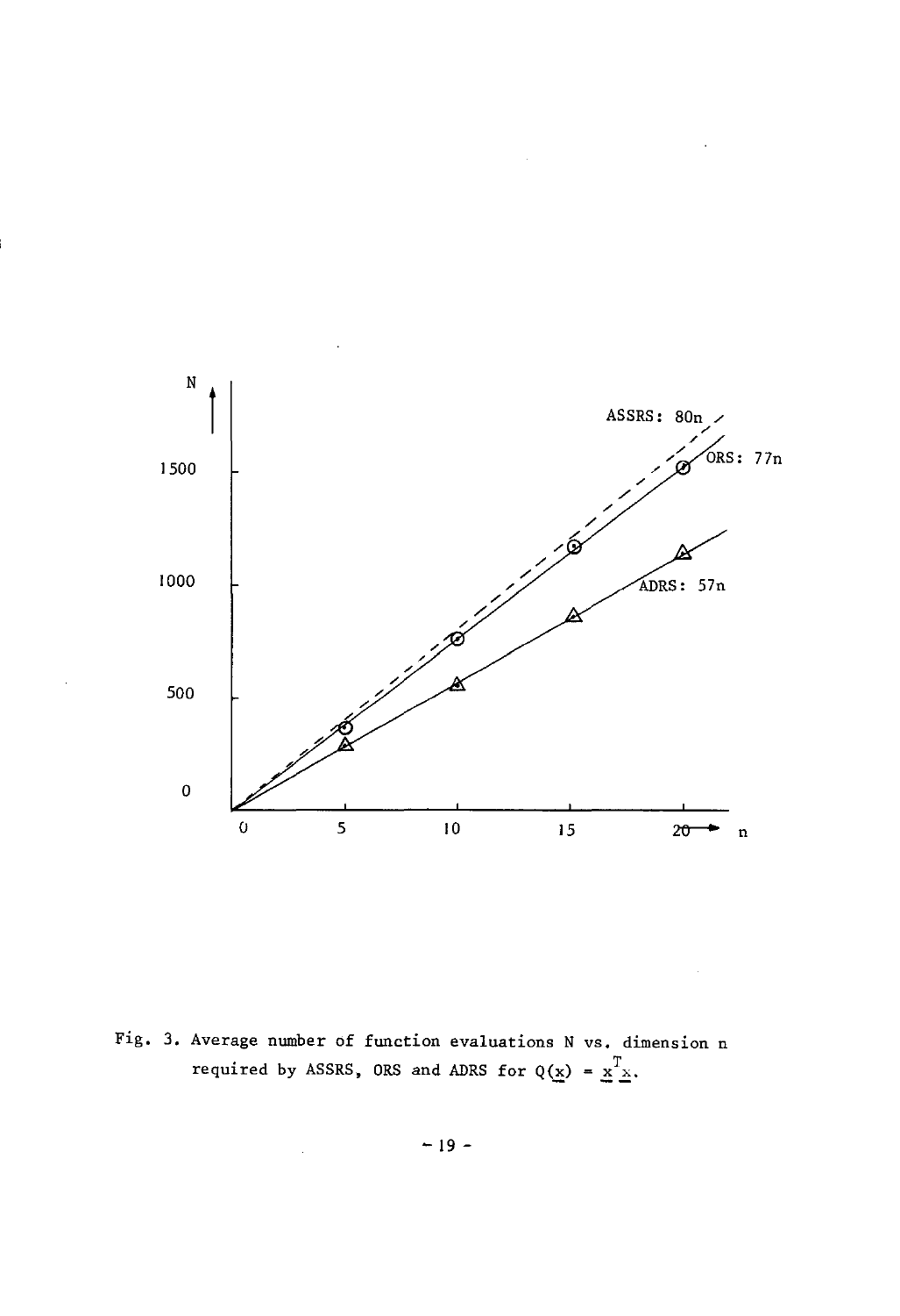Fig. 3. Average number of function evaluations N vs. dimension n required by ASSRS, ORS and ADRS for $Q(\underline{x}) = \underline{x}^T\underline{x}$.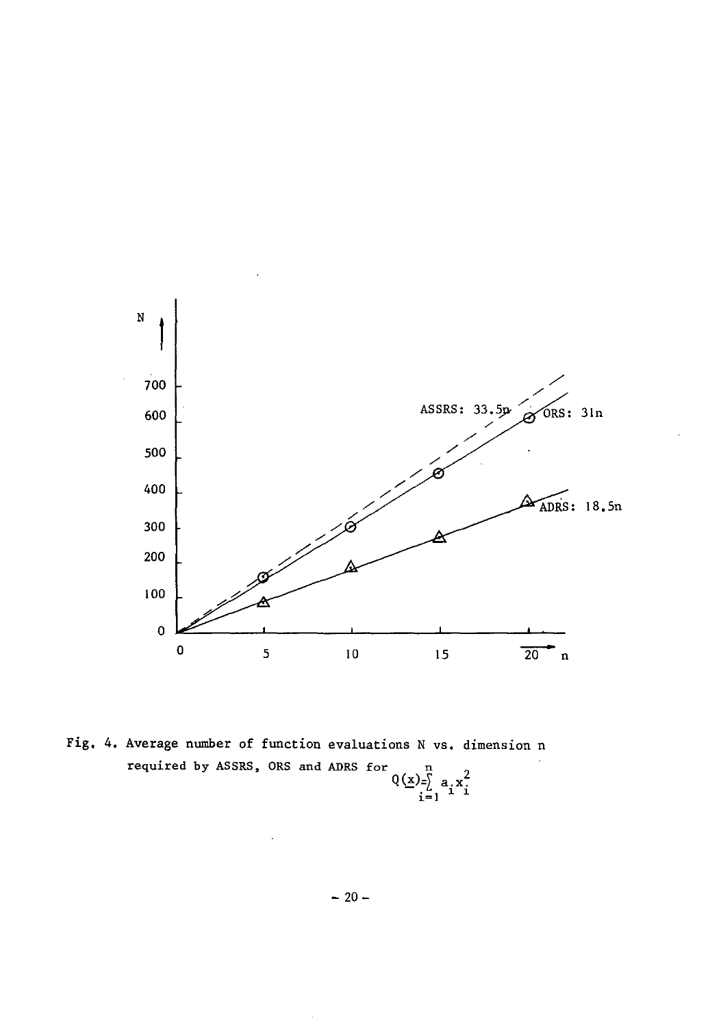Fig. 4. Average number of function evaluations N vs. dimension n required by ASSRS, ORS and ADRS for $Q(\underline{x}) = \sum_{i=1}^{n} a_i x_i^2$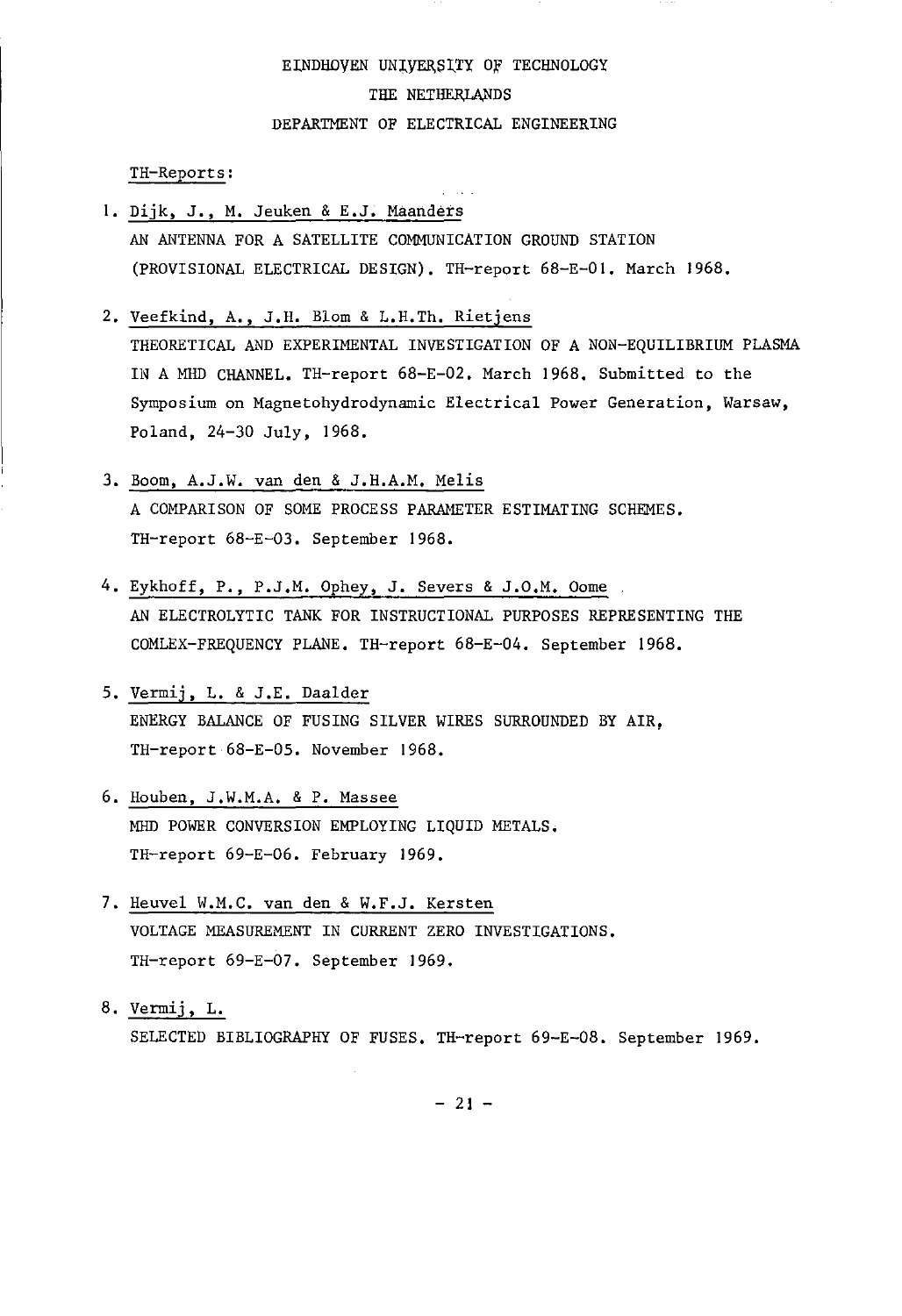EINDHOVEN UNIVERSITY OF TECHNOLOGY

THE NETHERLANDS

DEPARTMENT OF ELECTRICAL ENGINEERING

TH-Reports:

1. Dijk, J., M. Jeuken & E.J. Maanders
   AN ANTENNA FOR A SATELLITE COMMUNICATION GROUND STATION (PROVISIONAL ELECTRICAL DESIGN). TH-report 68-E-01. March 1968.

2. Veefkind, A., J.H. Blom & L.H.Th. Rietjens
   THEORETICAL AND EXPERIMENTAL INVESTIGATION OF A NON-EQUILIBRIUM PLASMA IN A MHD CHANNEL. TH-report 68-E-02. March 1968. Submitted to the Symposium on Magnetohydrodynamic Electrical Power Generation, Warsaw, Poland, 24-30 July, 1968.

3. Boom, A.J.W. van den & J.H.A.M. Melis
   A COMPARISON OF SOME PROCESS PARAMETER ESTIMATING SCHEMES. TH-report 68-E-03. September 1968.

4. Eykhoff, P., P.J.M. Ophey, J. Severs & J.O.M. Oome
   AN ELECTROLYTIC TANK FOR INSTRUCTIONAL PURPOSES REPRESENTING THE COMLEX-FREQUENCY PLANE. TH-report 68-E-04. September 1968.

5. Vermij, L. & J.E. Daalder
   ENERGY BALANCE OF FUSING SILVER WIRES SURROUNDED BY AIR, TH-report 68-E-05. November 1968.

6. Houben, J.W.M.A. & P. Massee
   MHD POWER CONVERSION EMPLOYING LIQUID METALS. TH-report 69-E-06. February 1969.

7. Heuvel W.M.C. van den & W.F.J. Kersten
   VOLTAGE MEASUREMENT IN CURRENT ZERO INVESTIGATIONS. TH-report 69-E-07. September 1969.

8. Vermij, L.
   SELECTED BIBLIOGRAPHY OF FUSES. TH-report 69-E-08. September 1969.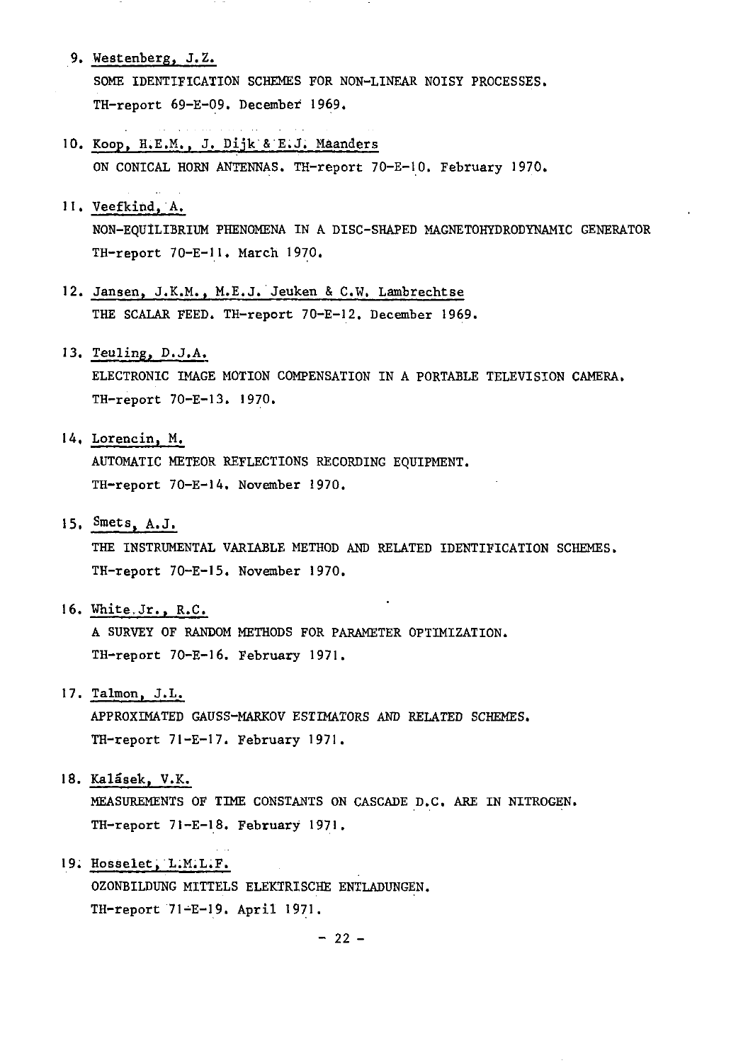9. Westenberg, J.Z.
   SOME IDENTIFICATION SCHEMES FOR NON-LINEAR NOISY PROCESSES.
   TH-report 69-E-09. December 1969.

10. Koop, H.E.M., J. Dijk & E.J. Maanders
    ON CONICAL HORN ANTENNAS. TH-report 70-E-10. February 1970.

11. Veefkind, A.
    NON-EQUILIBRIUM PHENOMENA IN A DISC-SHAPED MAGNETOHYDRODYNAMIC GENERATOR
    TH-report 70-E-11. March 1970.

12. Jansen, J.K.M., M.E.J. Jeuken & C.W. Lambrechtse
    THE SCALAR FEED. TH-report 70-E-12. December 1969.

13. Teuling, D.J.A.
    ELECTRONIC IMAGE MOTION COMPENSATION IN A PORTABLE TELEVISION CAMERA.
    TH-report 70-E-13. 1970.

14. Lorencin, M.
    AUTOMATIC METEOR REFLECTIONS RECORDING EQUIPMENT.
    TH-report 70-E-14. November 1970.

15. Smets, A.J.
    THE INSTRUMENTAL VARIABLE METHOD AND RELATED IDENTIFICATION SCHEMES.
    TH-report 70-E-15. November 1970.

16. White.Jr., R.C.
    A SURVEY OF RANDOM METHODS FOR PARAMETER OPTIMIZATION.
    TH-report 70-E-16. February 1971.

17. Talmon, J.L.
    APPROXIMATED GAUSS-MARKOV ESTIMATORS AND RELATED SCHEMES.
    TH-report 71-E-17. February 1971.

18. Kalášek, V.K.
    MEASUREMENTS OF TIME CONSTANTS ON CASCADE D.C. ARE IN NITROGEN.
    TH-report 71-E-18. February 1971.

19. Hosselet, L.M.L.F.
    OZONBILDUNG MITTELS ELEKTRISCHE ENTLADUNGEN.
    TH-report 71-E-19. April 1971.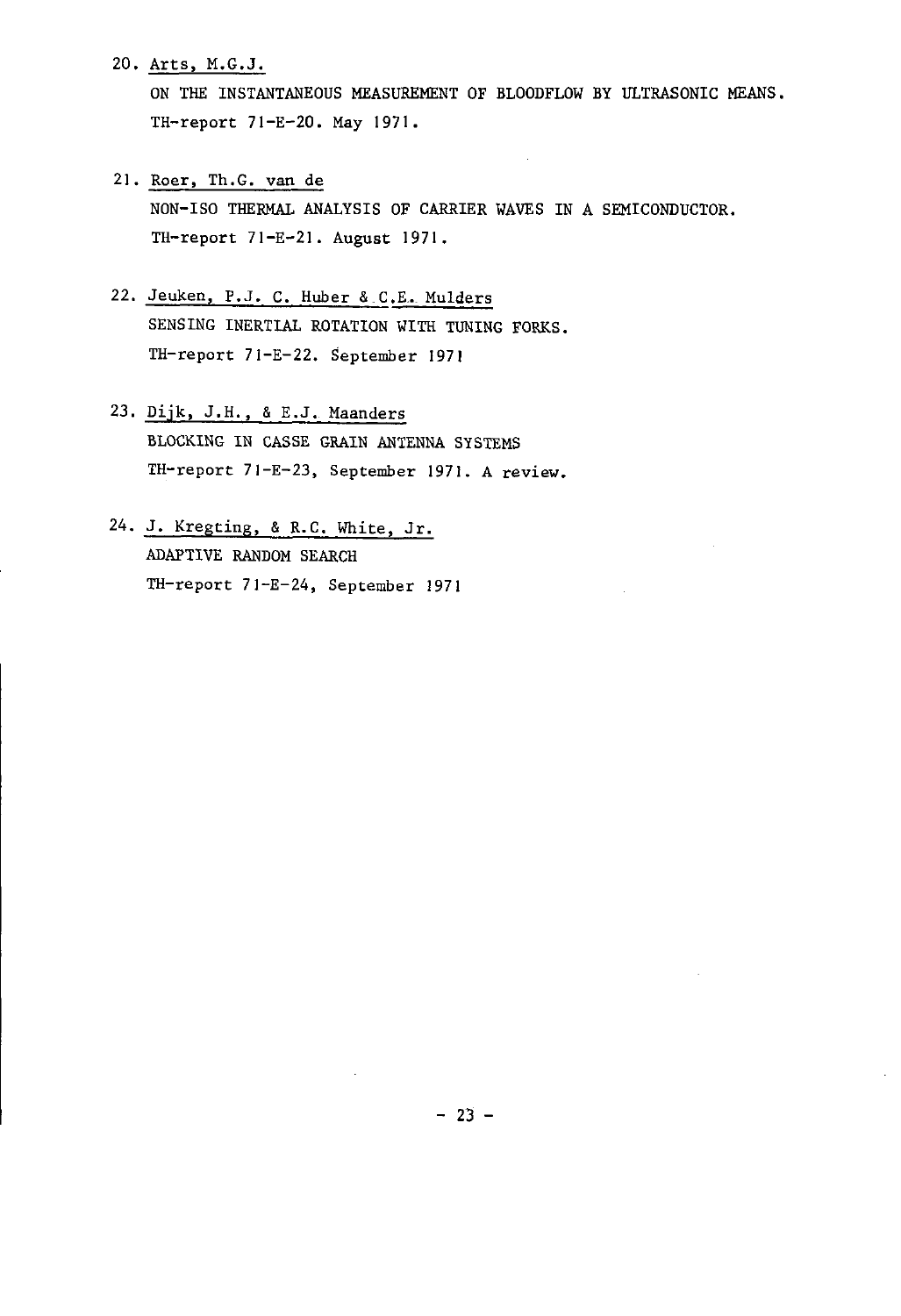20. Arts, M.G.J.
    ON THE INSTANTANEOUS MEASUREMENT OF BLOODFLOW BY ULTRASONIC MEANS.
    TH-report 71-E-20. May 1971.

21. Roer, Th.G. van de
    NON-ISO THERMAL ANALYSIS OF CARRIER WAVES IN A SEMICONDUCTOR.
    TH-report 71-E-21. August 1971.

22. Jeuken, P.J. C. Huber & C.E. Mulders
    SENSING INERTIAL ROTATION WITH TUNING FORKS.
    TH-report 71-E-22. September 1971

23. Dijk, J.H., & E.J. Maanders
    BLOCKING IN CASSE GRAIN ANTENNA SYSTEMS
    TH-report 71-E-23, September 1971. A review.

24. J. Kregting, & R.C. White, Jr.
    ADAPTIVE RANDOM SEARCH
    TH-report 71-E-24, September 1971